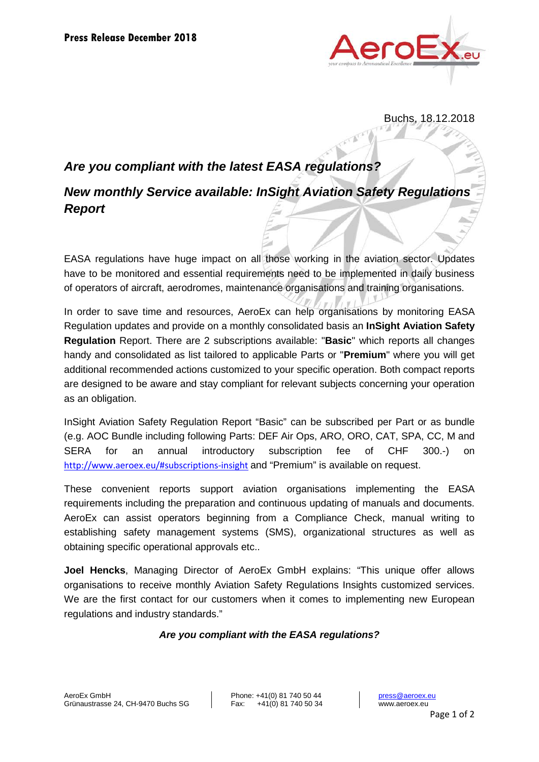**Press Release December 2018**

Buchs, 18.12.2018

## *Are you compliant with the latest EASA regulations?*

## *New monthly Service available: InSight Aviation Safety Regulations Report*

EASA regulations have huge impact on all those working in the aviation sector. Updates have to be monitored and essential requirements need to be implemented in daily business of operators of aircraft, aerodromes, maintenance organisations and training organisations.

In order to save time and resources, AeroEx can help organisations by monitoring EASA Regulation updates and provide on a monthly consolidated basis an **InSight Aviation Safety Regulation** Report. There are 2 subscriptions available: "**Basic**" which reports all changes handy and consolidated as list tailored to applicable Parts or "**Premium**" where you will get additional recommended actions customized to your specific operation. Both compact reports are designed to be aware and stay compliant for relevant subjects concerning your operation as an obligation.

InSight Aviation Safety Regulation Report "Basic" can be subscribed per Part or as bundle (e.g. AOC Bundle including following Parts: DEF Air Ops, ARO, ORO, CAT, SPA, CC, M and SERA for an annual introductory subscription fee of CHF 300.-) on http://www.aeroex.eu/#subscriptions-insight and "Premium" is available on request.

These convenient reports support aviation organisations implementing the EASA requirements including the preparation and continuous updating of manuals and documents. AeroEx can assist operators beginning from a Compliance Check, manual writing to establishing safety management systems (SMS), organizational structures as well as obtaining specific operational approvals etc..

**Joel Hencks**, Managing Director of AeroEx GmbH explains: "This unique offer allows organisations to receive monthly Aviation Safety Regulations Insights customized services. We are the first contact for our customers when it comes to implementing new European regulations and industry standards."

***Are you compliant with the EASA regulations?***

AeroEx GmbH
Grünaustrasse 24, CH-9470 Buchs SG

Phone: +41(0) 81 740 50 44
Fax: +41(0) 81 740 50 34

press@aeroex.eu
www.aeroex.eu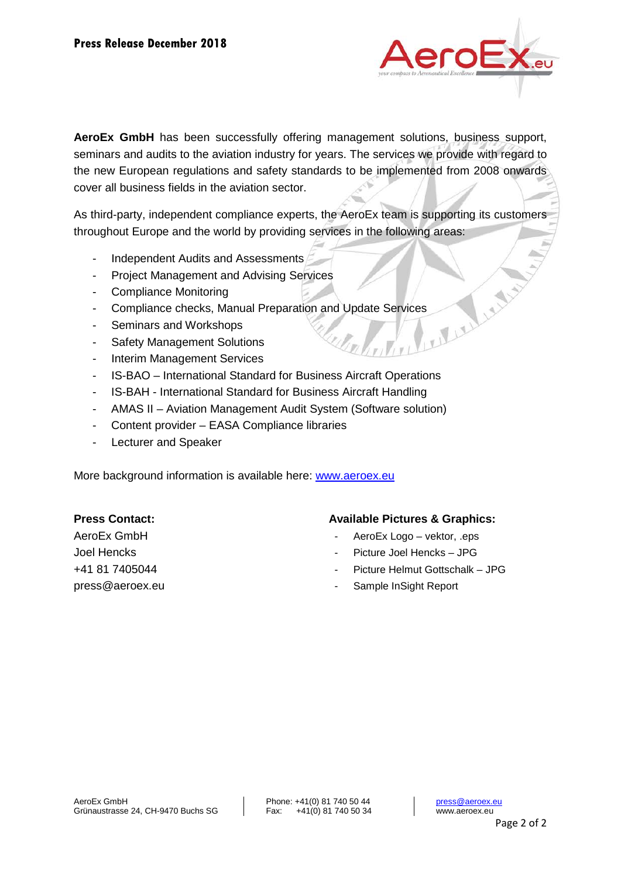**AeroEx GmbH** has been successfully offering management solutions, business support, seminars and audits to the aviation industry for years. The services we provide with regard to the new European regulations and safety standards to be implemented from 2008 onwards cover all business fields in the aviation sector.

As third-party, independent compliance experts, the AeroEx team is supporting its customers throughout Europe and the world by providing services in the following areas:

- Independent Audits and Assessments
- Project Management and Advising Services
- Compliance Monitoring
- Compliance checks, Manual Preparation and Update Services
- Seminars and Workshops
- Safety Management Solutions
- Interim Management Services
- IS-BAO – International Standard for Business Aircraft Operations
- IS-BAH - International Standard for Business Aircraft Handling
- AMAS II – Aviation Management Audit System (Software solution)
- Content provider – EASA Compliance libraries
- Lecturer and Speaker

More background information is available here: [www.aeroex.eu](http://www.aeroex.eu)

**Press Contact:**

AeroEx GmbH
Joel Hencks
+41 81 7405044
press@aeroex.eu

**Available Pictures & Graphics:**

- AeroEx Logo – vektor, .eps
- Picture Joel Hencks – JPG
- Picture Helmut Gottschalk – JPG
- Sample InSight Report

AeroEx GmbH
Grünaustrasse 24, CH-9470 Buchs SG

Phone: +41(0) 81 740 50 44
Fax: +41(0) 81 740 50 34

press@aeroex.eu
www.aeroex.eu